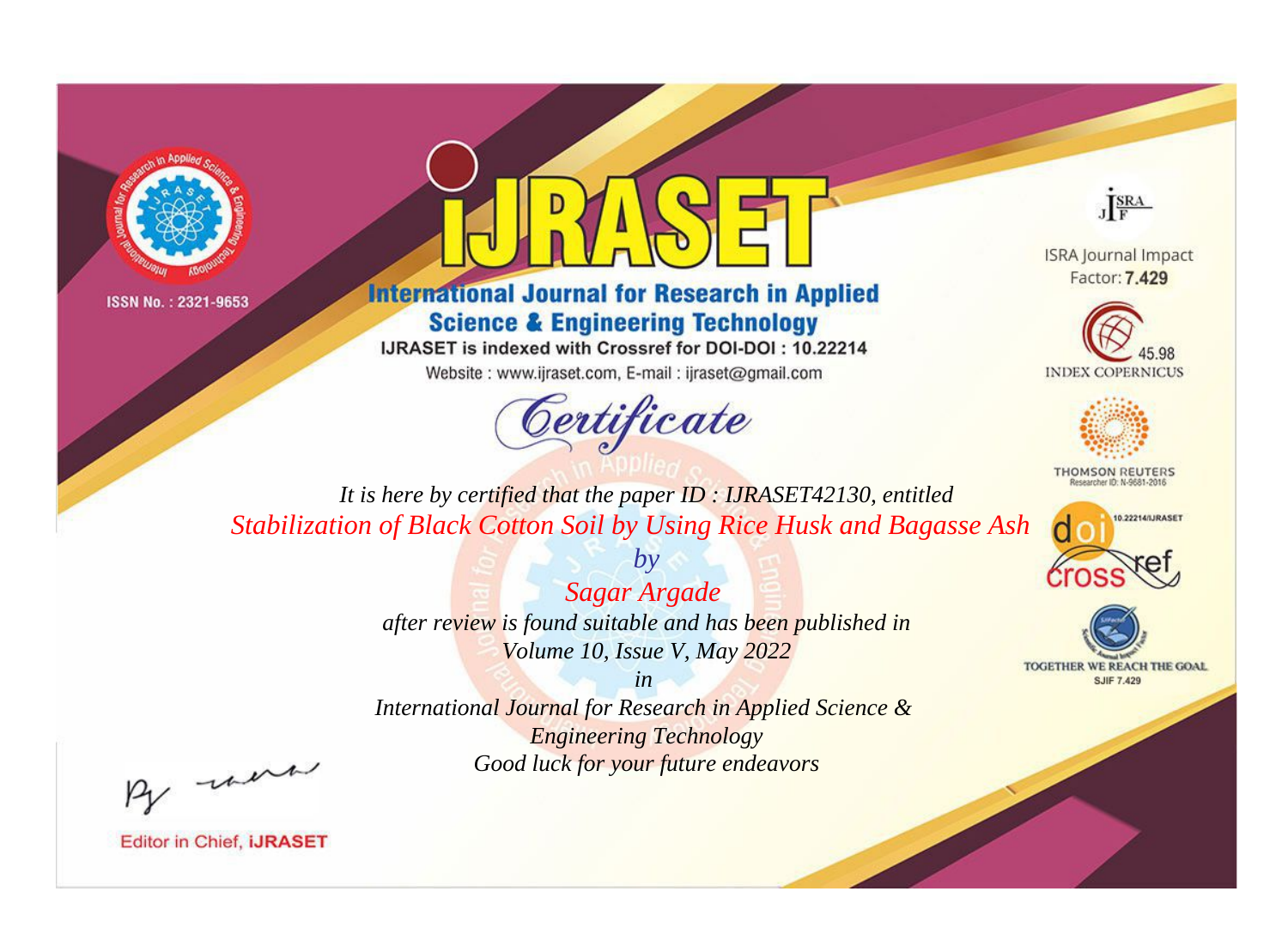ISSN No. : 2321-9653

# IJRASET

## International Journal for Research in Applied Science & Engineering Technology

IJRASET is indexed with Crossref for DOI-DOI : 10.22214

Website : www.ijraset.com, E-mail : ijraset@gmail.com

ISRA Journal Impact Factor: **7.429**

45.98 INDEX COPERNICUS

THOMSON REUTERS Researcher ID: N-9681-2016

10.22214/IJRASET

TOGETHER WE REACH THE GOAL SJIF 7.429

# *Certificate*

*It is here by certified that the paper ID : IJRASET42130, entitled*

*Stabilization of Black Cotton Soil by Using Rice Husk and Bagasse Ash*

*by*

*Sagar Argade*

*after review is found suitable and has been published in*

*Volume 10, Issue V, May 2022*

*in*

*International Journal for Research in Applied Science & Engineering Technology*

*Good luck for your future endeavors*

Editor in Chief, **IJRASET**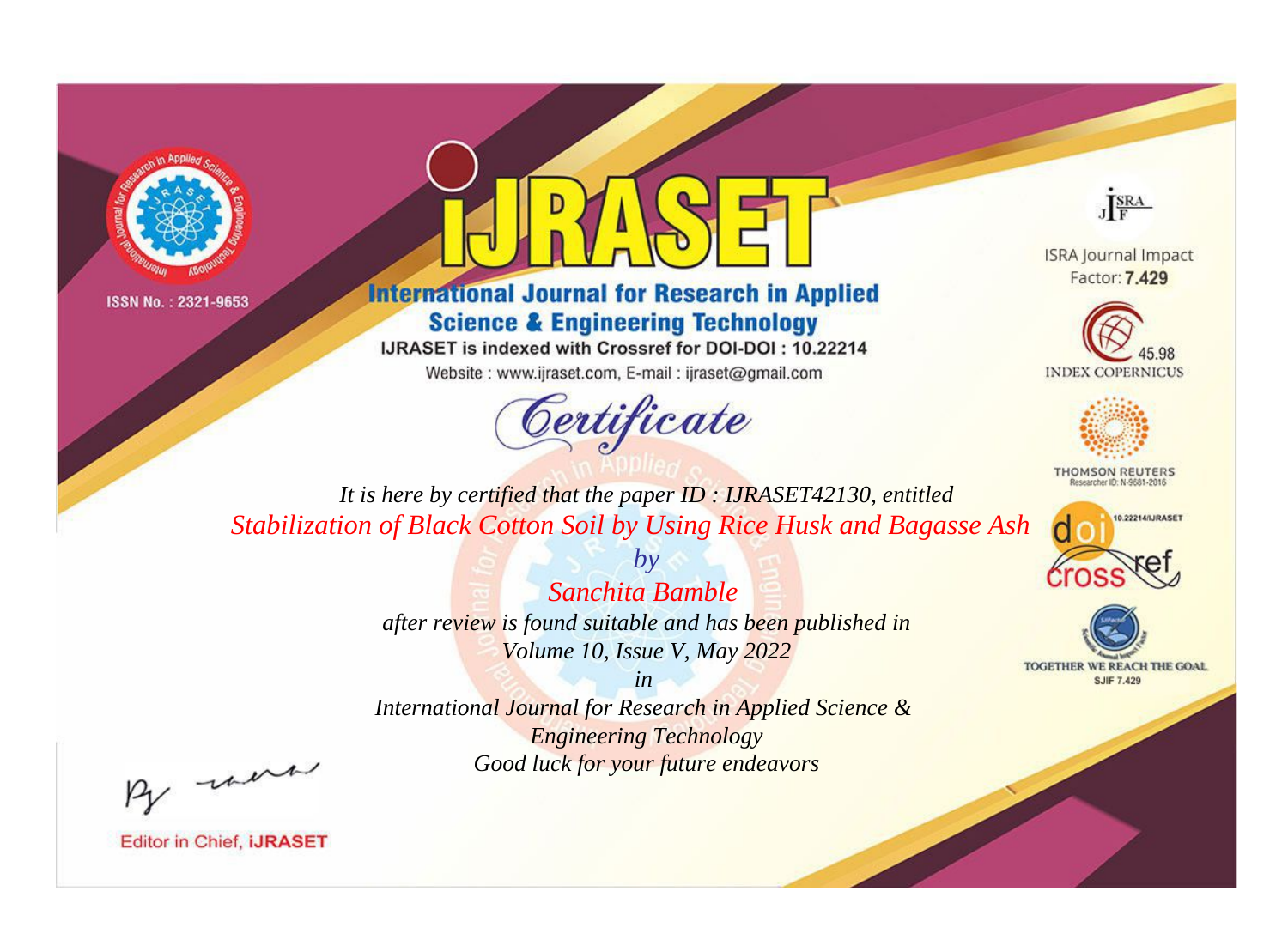ISSN No. : 2321-9653

# IJRASET

## International Journal for Research in Applied Science & Engineering Technology

IJRASET is indexed with Crossref for DOI-DOI : 10.22214

Website : www.ijraset.com, E-mail : ijraset@gmail.com

# Certificate

*It is here by certified that the paper ID : IJRASET42130, entitled*

*Stabilization of Black Cotton Soil by Using Rice Husk and Bagasse Ash*

*by*

*Sanchita Bamble*

*after review is found suitable and has been published in*

*Volume 10, Issue V, May 2022*

*in*

*International Journal for Research in Applied Science & Engineering Technology*

*Good luck for your future endeavors*

ISRA Journal Impact Factor: **7.429**

45.98 INDEX COPERNICUS

THOMSON REUTERS Researcher ID: N-9681-2016

10.22214/IJRASET

TOGETHER WE REACH THE GOAL SJIF 7.429

Editor in Chief, **iJRASET**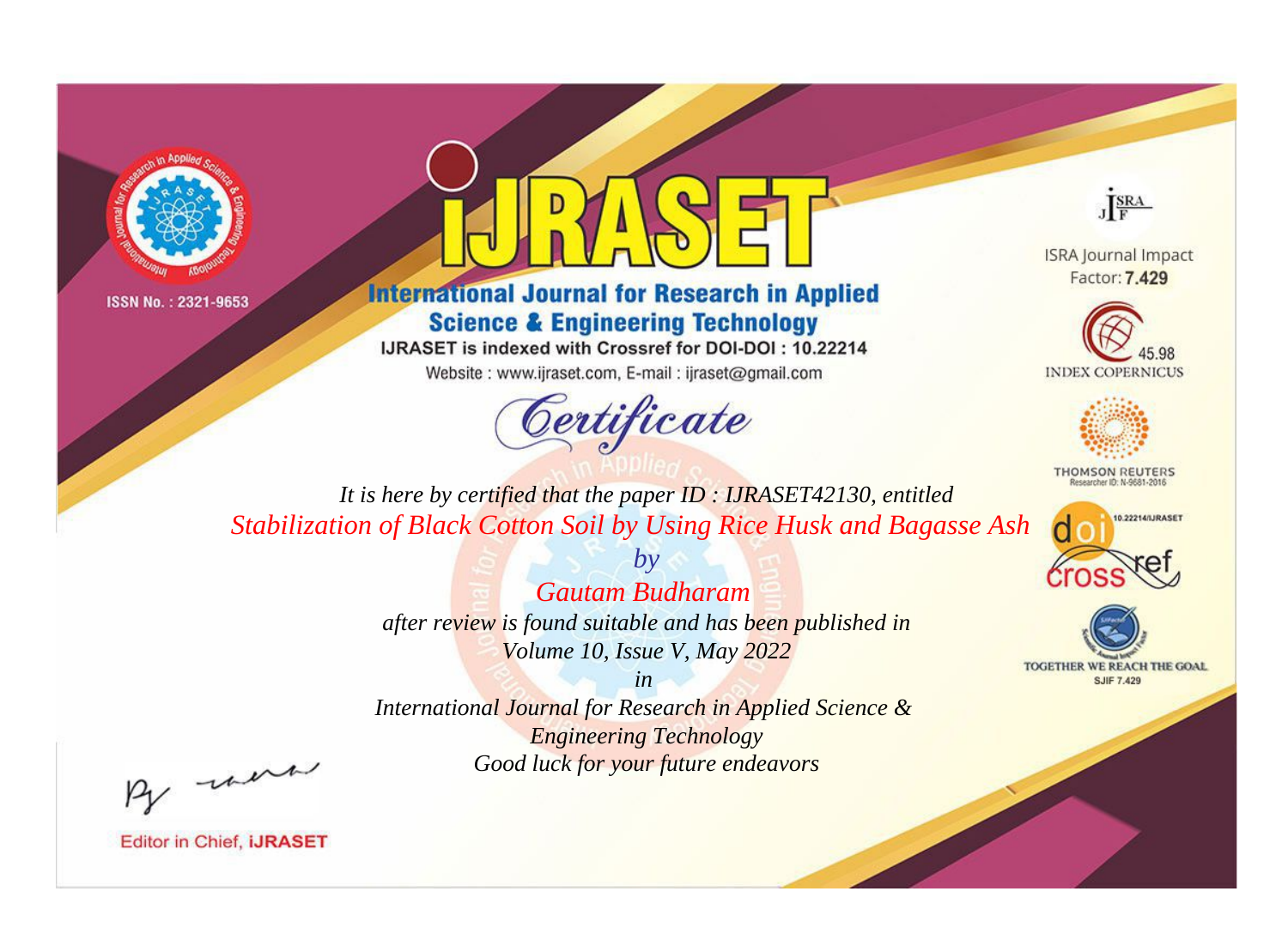ISSN No. : 2321-9653

# iJRASET

## International Journal for Research in Applied Science & Engineering Technology

IJRASET is indexed with Crossref for DOI-DOI : 10.22214

Website : www.ijraset.com, E-mail : ijraset@gmail.com

ISRA Journal Impact Factor: **7.429**

45.98 INDEX COPERNICUS

THOMSON REUTERS Researcher ID: N-9681-2016

10.22214/IJRASET

TOGETHER WE REACH THE GOAL SJIF 7.429

*Certificate*

*It is here by certified that the paper ID : IJRASET42130, entitled*

*Stabilization of Black Cotton Soil by Using Rice Husk and Bagasse Ash*

*by*

*Gautam Budharam*

*after review is found suitable and has been published in*

*Volume 10, Issue V, May 2022*

*in*

*International Journal for Research in Applied Science & Engineering Technology*

*Good luck for your future endeavors*

Editor in Chief, **iJRASET**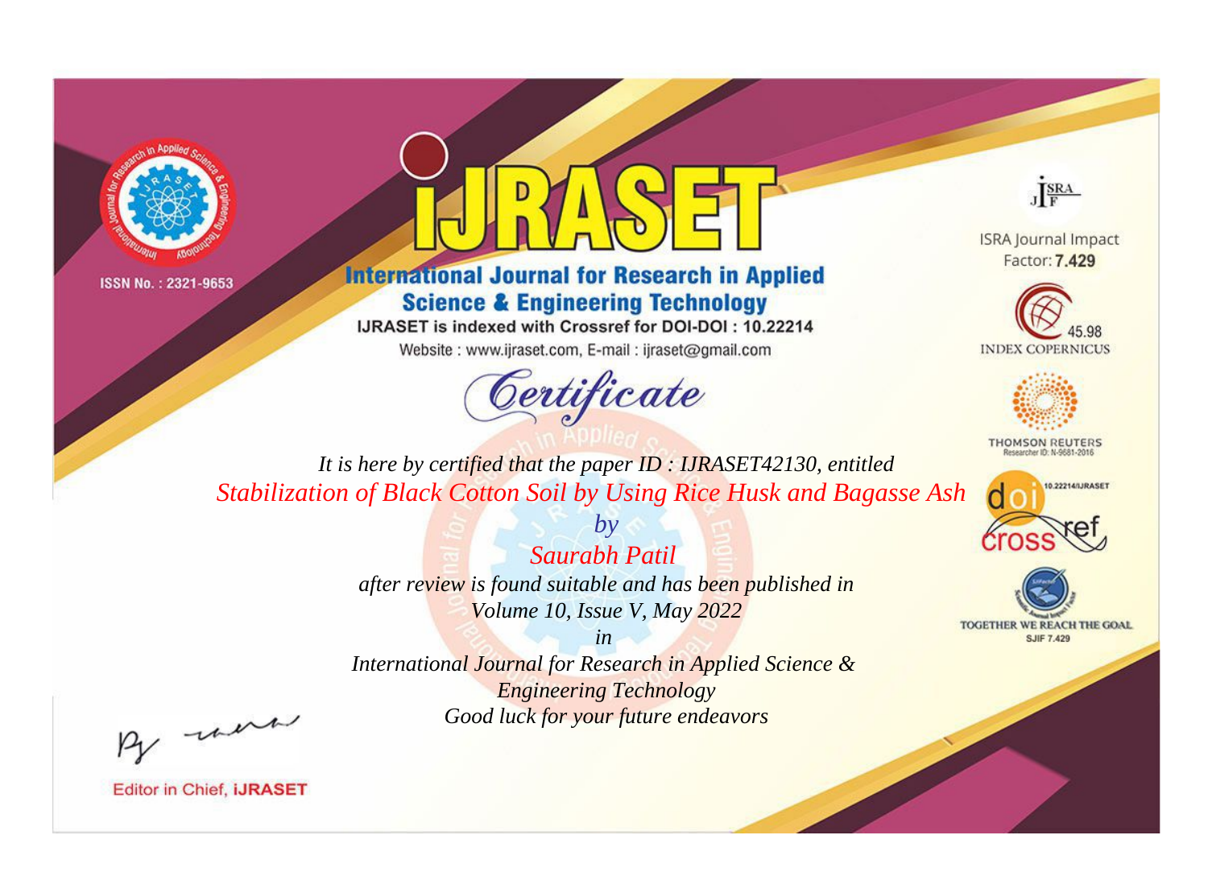ISSN No. : 2321-9653

# iJRASET

## International Journal for Research in Applied Science & Engineering Technology

IJRASET is indexed with Crossref for DOI-DOI : 10.22214

Website : www.ijraset.com, E-mail : ijraset@gmail.com

ISRA Journal Impact Factor: **7.429**

45.98 INDEX COPERNICUS

THOMSON REUTERS Researcher ID: N-9681-2016

10.22214/IJRASET

TOGETHER WE REACH THE GOAL SJIF 7.429

## *Certificate*

*It is here by certified that the paper ID : IJRASET42130, entitled*

*Stabilization of Black Cotton Soil by Using Rice Husk and Bagasse Ash*

*by*

*Saurabh Patil*

*after review is found suitable and has been published in*

*Volume 10, Issue V, May 2022*

*in*

*International Journal for Research in Applied Science & Engineering Technology*

*Good luck for your future endeavors*

Editor in Chief, **iJRASET**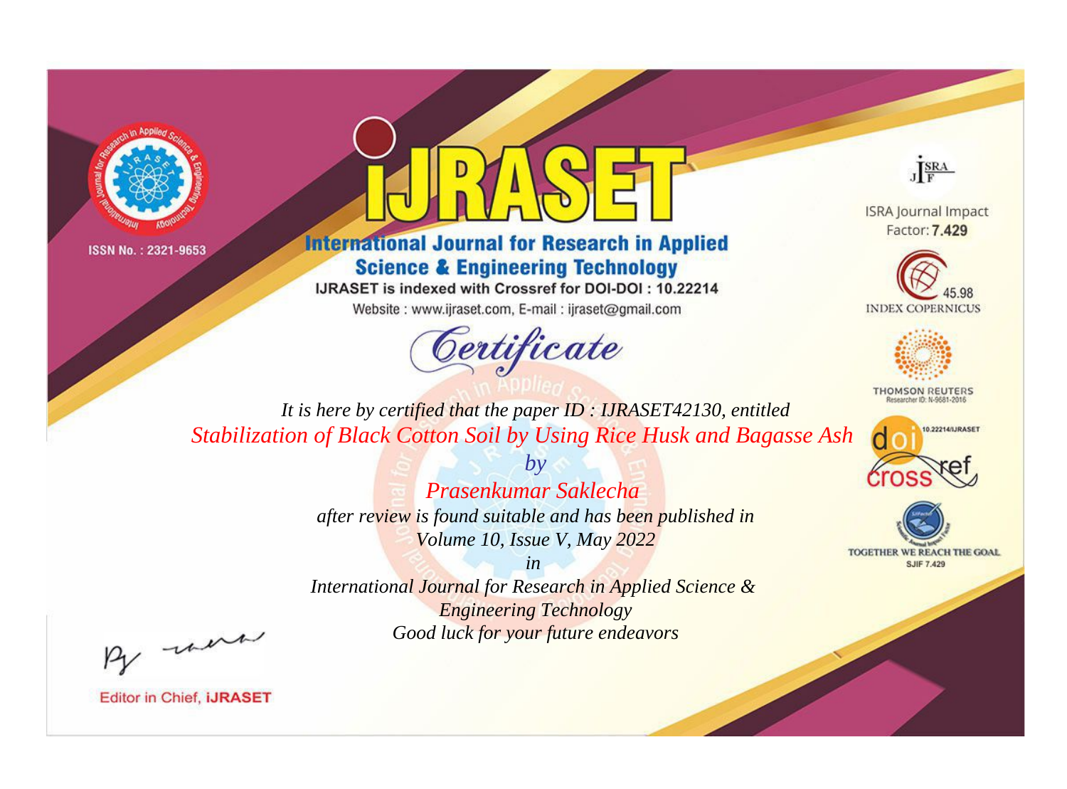ISSN No. : 2321-9653

# iJRASET

## International Journal for Research in Applied Science & Engineering Technology

IJRASET is indexed with Crossref for DOI-DOI : 10.22214

Website : www.ijraset.com, E-mail : ijraset@gmail.com

*Certificate*

ISRA Journal Impact Factor: **7.429**

45.98 INDEX COPERNICUS

THOMSON REUTERS Researcher ID: N-9681-2016

10.22214/IJRASET

TOGETHER WE REACH THE GOAL SJIF 7.429

*It is here by certified that the paper ID : IJRASET42130, entitled*

*Stabilization of Black Cotton Soil by Using Rice Husk and Bagasse Ash*

*by*

*Prasenkumar Saklecha*

*after review is found suitable and has been published in*

*Volume 10, Issue V, May 2022*

*in*

*International Journal for Research in Applied Science & Engineering Technology*

*Good luck for your future endeavors*

Editor in Chief, **iJRASET**